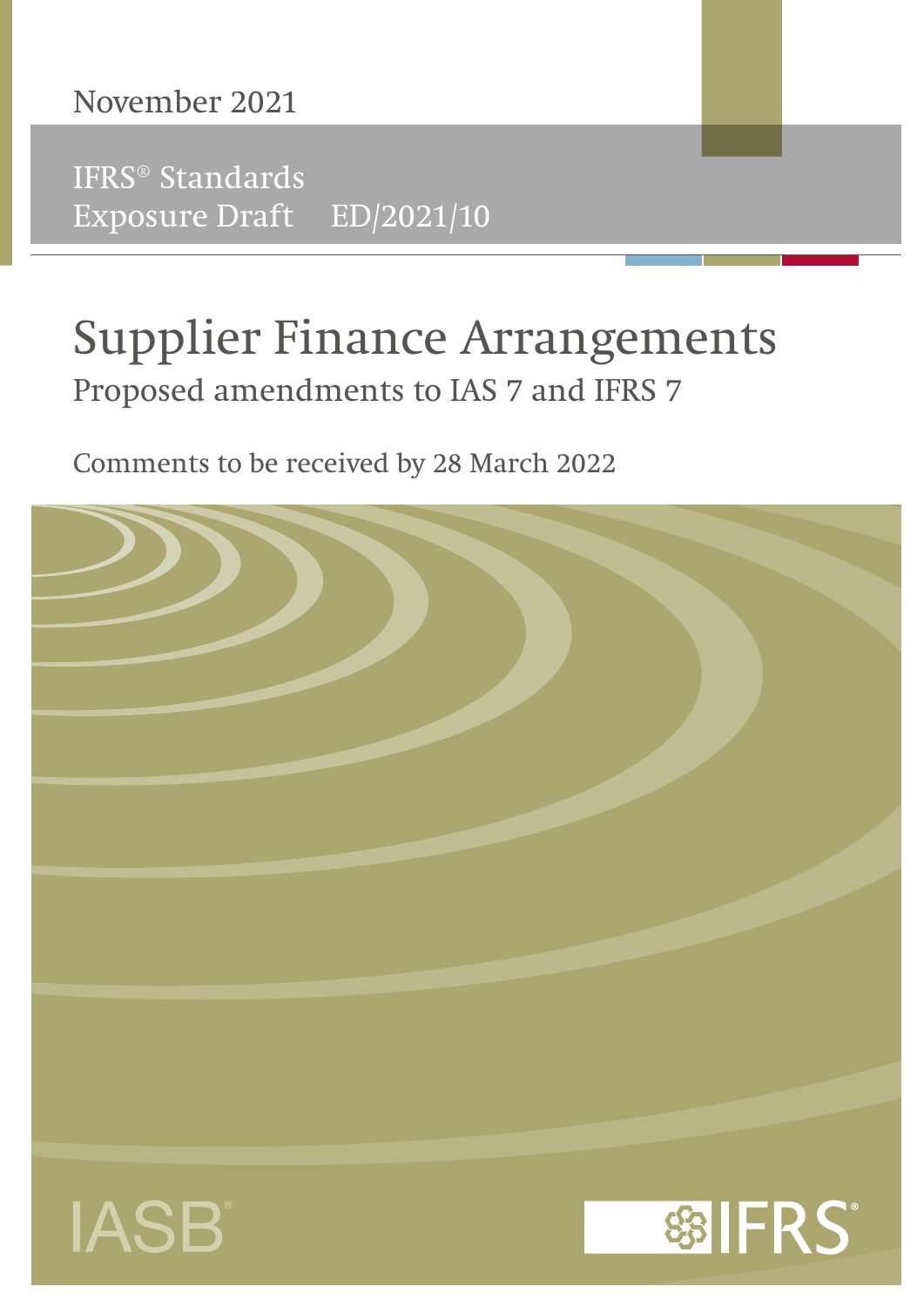November 2021

IFRS® Standards
Exposure Draft ED/2021/10

# Supplier Finance Arrangements

## Proposed amendments to IAS 7 and IFRS 7

Comments to be received by 28 March 2022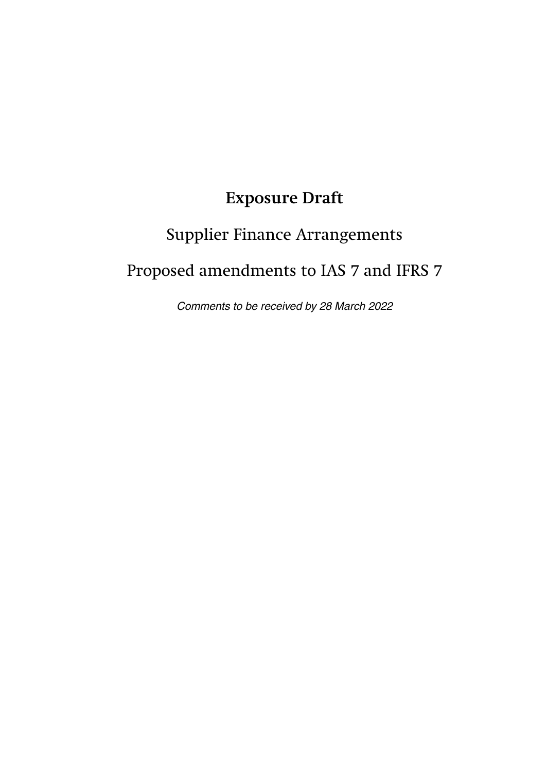# Exposure Draft

Supplier Finance Arrangements

Proposed amendments to IAS 7 and IFRS 7

*Comments to be received by 28 March 2022*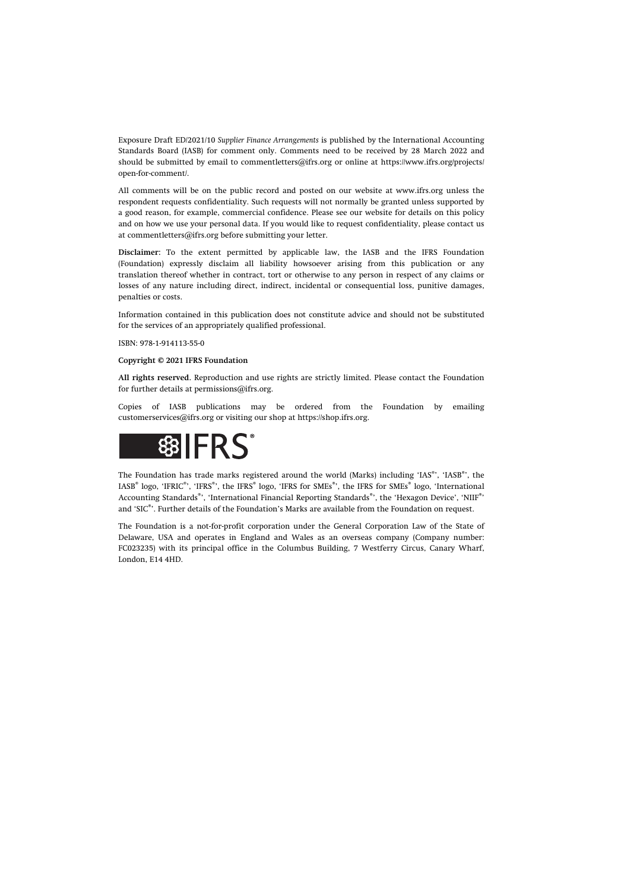Exposure Draft ED/2021/10 *Supplier Finance Arrangements* is published by the International Accounting Standards Board (IASB) for comment only. Comments need to be received by 28 March 2022 and should be submitted by email to commentletters@ifrs.org or online at https://www.ifrs.org/projects/open-for-comment/.

All comments will be on the public record and posted on our website at www.ifrs.org unless the respondent requests confidentiality. Such requests will not normally be granted unless supported by a good reason, for example, commercial confidence. Please see our website for details on this policy and on how we use your personal data. If you would like to request confidentiality, please contact us at commentletters@ifrs.org before submitting your letter.

**Disclaimer:** To the extent permitted by applicable law, the IASB and the IFRS Foundation (Foundation) expressly disclaim all liability howsoever arising from this publication or any translation thereof whether in contract, tort or otherwise to any person in respect of any claims or losses of any nature including direct, indirect, incidental or consequential loss, punitive damages, penalties or costs.

Information contained in this publication does not constitute advice and should not be substituted for the services of an appropriately qualified professional.

ISBN: 978-1-914113-55-0

**Copyright © 2021 IFRS Foundation**

**All rights reserved.** Reproduction and use rights are strictly limited. Please contact the Foundation for further details at permissions@ifrs.org.

Copies of IASB publications may be ordered from the Foundation by emailing customerservices@ifrs.org or visiting our shop at https://shop.ifrs.org.

IFRS®

The Foundation has trade marks registered around the world (Marks) including 'IAS®', 'IASB®', the IASB® logo, 'IFRIC®', 'IFRS®', the IFRS® logo, 'IFRS for SMEs®', the IFRS for SMEs® logo, 'International Accounting Standards®', 'International Financial Reporting Standards®', the 'Hexagon Device', 'NIIF®' and 'SIC®'. Further details of the Foundation's Marks are available from the Foundation on request.

The Foundation is a not-for-profit corporation under the General Corporation Law of the State of Delaware, USA and operates in England and Wales as an overseas company (Company number: FC023235) with its principal office in the Columbus Building, 7 Westferry Circus, Canary Wharf, London, E14 4HD.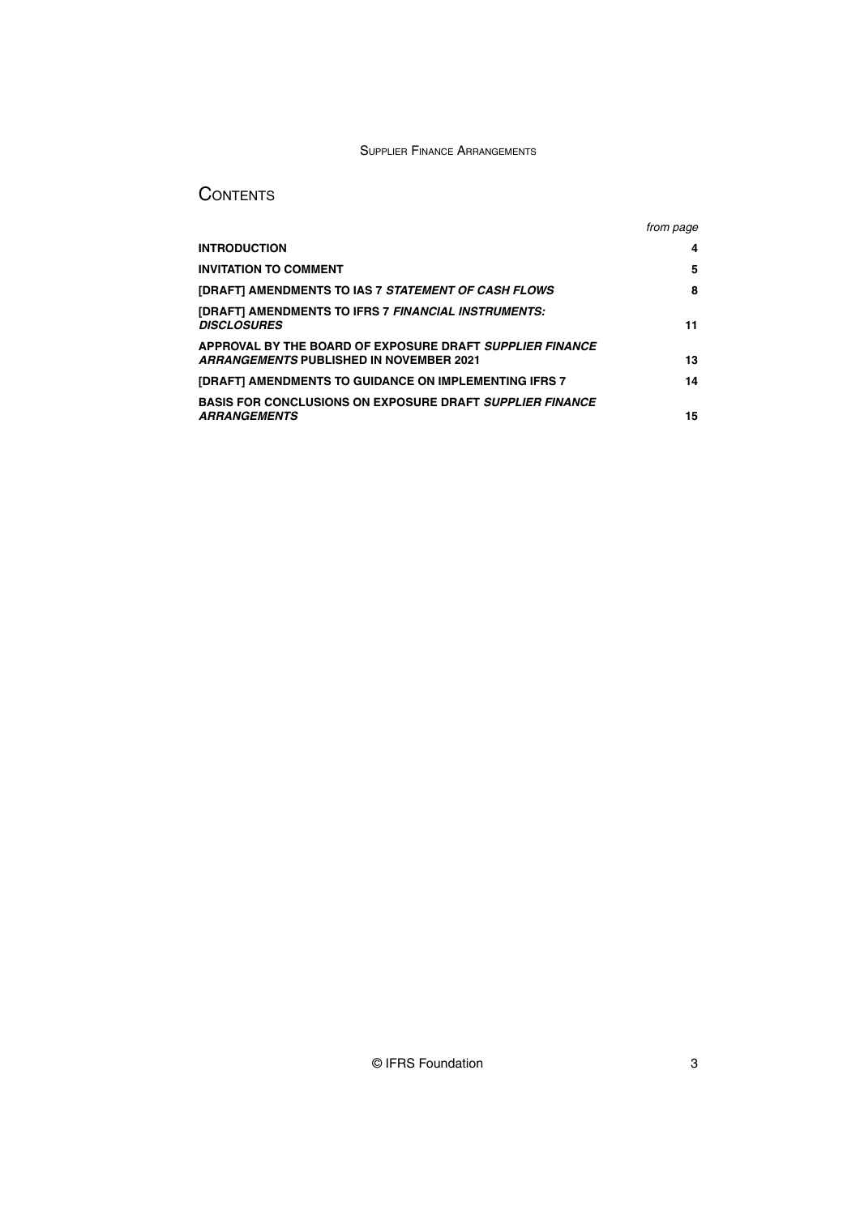# CONTENTS

| | *from page* |
|---|---|
| **INTRODUCTION** | **4** |
| **INVITATION TO COMMENT** | **5** |
| **[DRAFT] AMENDMENTS TO IAS 7 *STATEMENT OF CASH FLOWS*** | **8** |
| **[DRAFT] AMENDMENTS TO IFRS 7 *FINANCIAL INSTRUMENTS: DISCLOSURES*** | **11** |
| **APPROVAL BY THE BOARD OF EXPOSURE DRAFT *SUPPLIER FINANCE ARRANGEMENTS* PUBLISHED IN NOVEMBER 2021** | **13** |
| **[DRAFT] AMENDMENTS TO GUIDANCE ON IMPLEMENTING IFRS 7** | **14** |
| **BASIS FOR CONCLUSIONS ON EXPOSURE DRAFT *SUPPLIER FINANCE ARRANGEMENTS*** | **15** |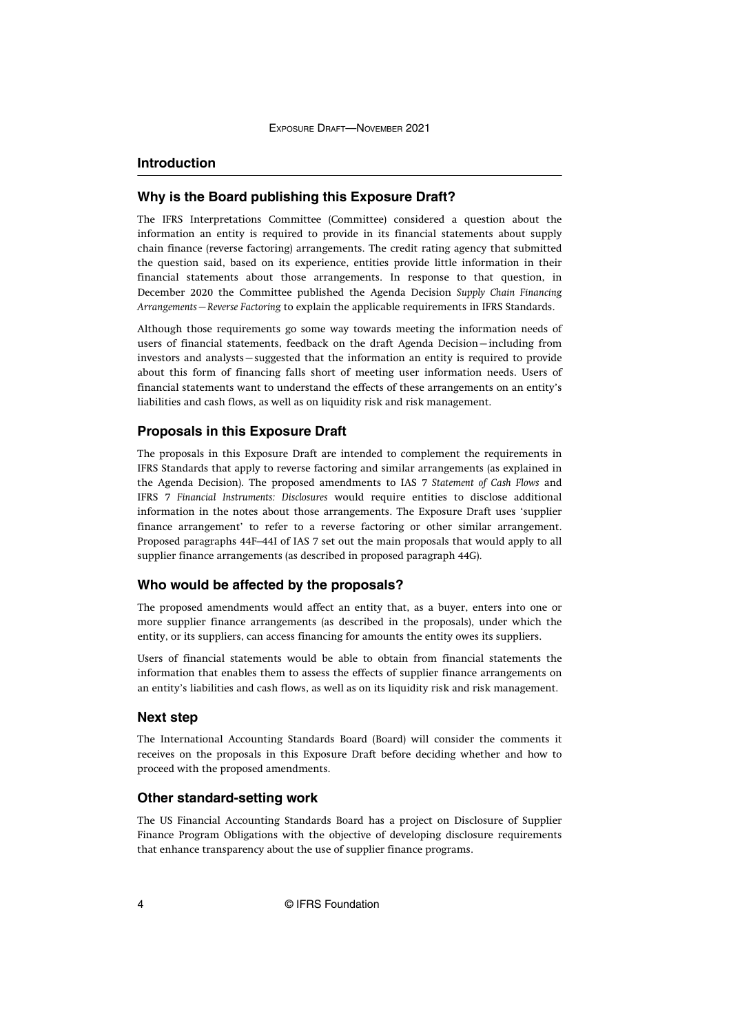## Introduction

### Why is the Board publishing this Exposure Draft?

The IFRS Interpretations Committee (Committee) considered a question about the information an entity is required to provide in its financial statements about supply chain finance (reverse factoring) arrangements. The credit rating agency that submitted the question said, based on its experience, entities provide little information in their financial statements about those arrangements. In response to that question, in December 2020 the Committee published the Agenda Decision *Supply Chain Financing Arrangements—Reverse Factoring* to explain the applicable requirements in IFRS Standards.

Although those requirements go some way towards meeting the information needs of users of financial statements, feedback on the draft Agenda Decision—including from investors and analysts—suggested that the information an entity is required to provide about this form of financing falls short of meeting user information needs. Users of financial statements want to understand the effects of these arrangements on an entity's liabilities and cash flows, as well as on liquidity risk and risk management.

### Proposals in this Exposure Draft

The proposals in this Exposure Draft are intended to complement the requirements in IFRS Standards that apply to reverse factoring and similar arrangements (as explained in the Agenda Decision). The proposed amendments to IAS 7 *Statement of Cash Flows* and IFRS 7 *Financial Instruments: Disclosures* would require entities to disclose additional information in the notes about those arrangements. The Exposure Draft uses 'supplier finance arrangement' to refer to a reverse factoring or other similar arrangement. Proposed paragraphs 44F–44I of IAS 7 set out the main proposals that would apply to all supplier finance arrangements (as described in proposed paragraph 44G).

### Who would be affected by the proposals?

The proposed amendments would affect an entity that, as a buyer, enters into one or more supplier finance arrangements (as described in the proposals), under which the entity, or its suppliers, can access financing for amounts the entity owes its suppliers.

Users of financial statements would be able to obtain from financial statements the information that enables them to assess the effects of supplier finance arrangements on an entity's liabilities and cash flows, as well as on its liquidity risk and risk management.

### Next step

The International Accounting Standards Board (Board) will consider the comments it receives on the proposals in this Exposure Draft before deciding whether and how to proceed with the proposed amendments.

### Other standard-setting work

The US Financial Accounting Standards Board has a project on Disclosure of Supplier Finance Program Obligations with the objective of developing disclosure requirements that enhance transparency about the use of supplier finance programs.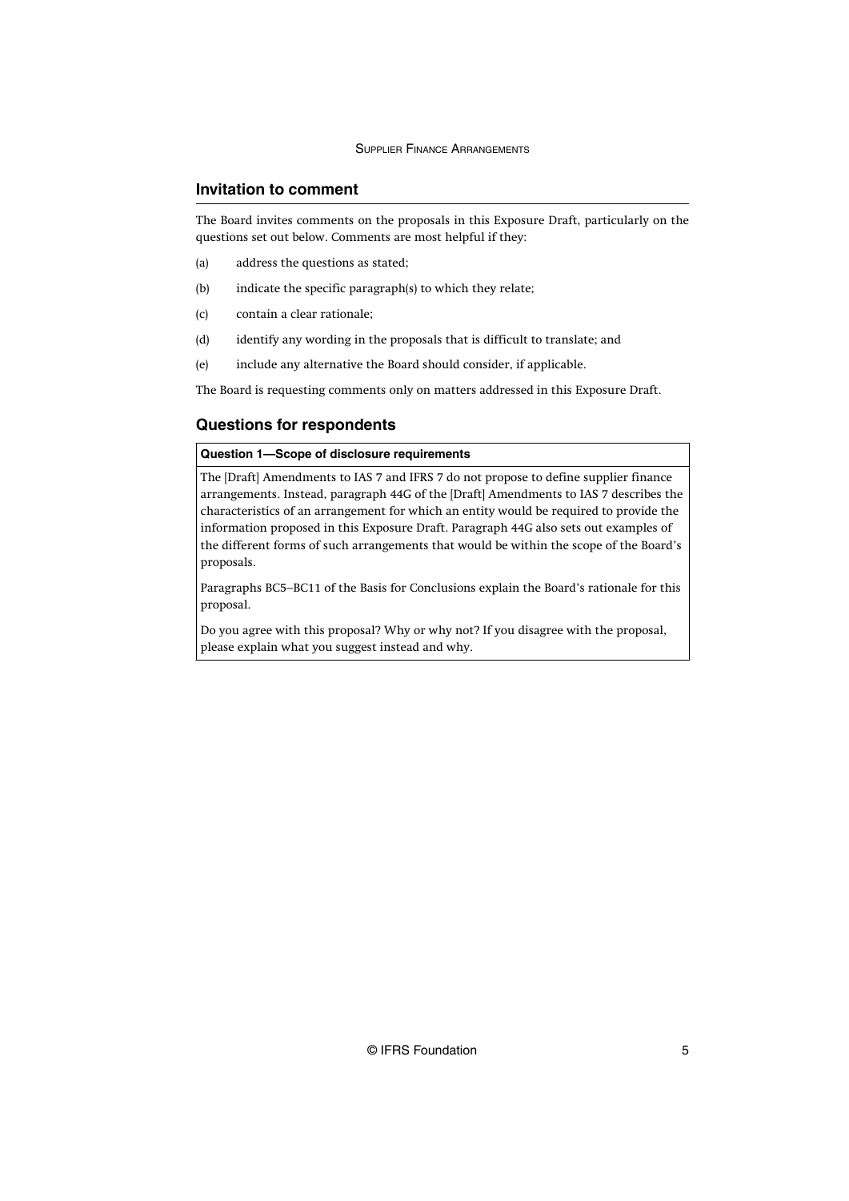## Invitation to comment

The Board invites comments on the proposals in this Exposure Draft, particularly on the questions set out below. Comments are most helpful if they:

(a) address the questions as stated;

(b) indicate the specific paragraph(s) to which they relate;

(c) contain a clear rationale;

(d) identify any wording in the proposals that is difficult to translate; and

(e) include any alternative the Board should consider, if applicable.

The Board is requesting comments only on matters addressed in this Exposure Draft.

## Questions for respondents

**Question 1—Scope of disclosure requirements**

The [Draft] Amendments to IAS 7 and IFRS 7 do not propose to define supplier finance arrangements. Instead, paragraph 44G of the [Draft] Amendments to IAS 7 describes the characteristics of an arrangement for which an entity would be required to provide the information proposed in this Exposure Draft. Paragraph 44G also sets out examples of the different forms of such arrangements that would be within the scope of the Board's proposals.

Paragraphs BC5–BC11 of the Basis for Conclusions explain the Board's rationale for this proposal.

Do you agree with this proposal? Why or why not? If you disagree with the proposal, please explain what you suggest instead and why.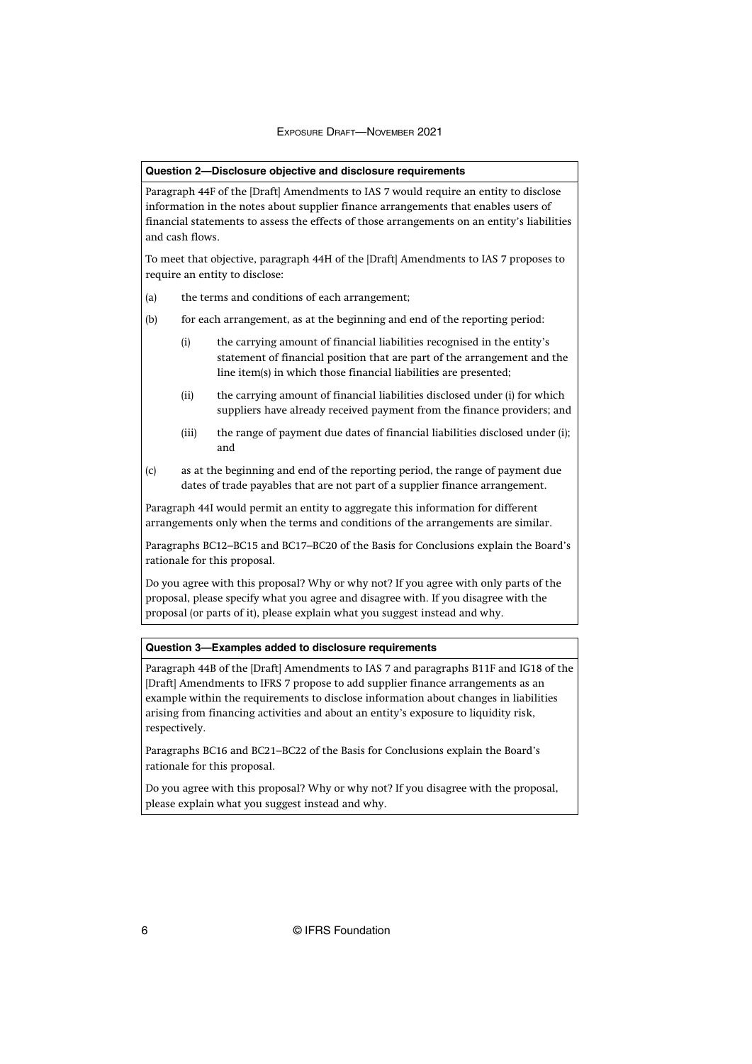### Question 2—Disclosure objective and disclosure requirements

Paragraph 44F of the [Draft] Amendments to IAS 7 would require an entity to disclose information in the notes about supplier finance arrangements that enables users of financial statements to assess the effects of those arrangements on an entity's liabilities and cash flows.

To meet that objective, paragraph 44H of the [Draft] Amendments to IAS 7 proposes to require an entity to disclose:

(a) the terms and conditions of each arrangement;

(b) for each arrangement, as at the beginning and end of the reporting period:

  (i) the carrying amount of financial liabilities recognised in the entity's statement of financial position that are part of the arrangement and the line item(s) in which those financial liabilities are presented;

  (ii) the carrying amount of financial liabilities disclosed under (i) for which suppliers have already received payment from the finance providers; and

  (iii) the range of payment due dates of financial liabilities disclosed under (i); and

(c) as at the beginning and end of the reporting period, the range of payment due dates of trade payables that are not part of a supplier finance arrangement.

Paragraph 44I would permit an entity to aggregate this information for different arrangements only when the terms and conditions of the arrangements are similar.

Paragraphs BC12–BC15 and BC17–BC20 of the Basis for Conclusions explain the Board's rationale for this proposal.

Do you agree with this proposal? Why or why not? If you agree with only parts of the proposal, please specify what you agree and disagree with. If you disagree with the proposal (or parts of it), please explain what you suggest instead and why.

### Question 3—Examples added to disclosure requirements

Paragraph 44B of the [Draft] Amendments to IAS 7 and paragraphs B11F and IG18 of the [Draft] Amendments to IFRS 7 propose to add supplier finance arrangements as an example within the requirements to disclose information about changes in liabilities arising from financing activities and about an entity's exposure to liquidity risk, respectively.

Paragraphs BC16 and BC21–BC22 of the Basis for Conclusions explain the Board's rationale for this proposal.

Do you agree with this proposal? Why or why not? If you disagree with the proposal, please explain what you suggest instead and why.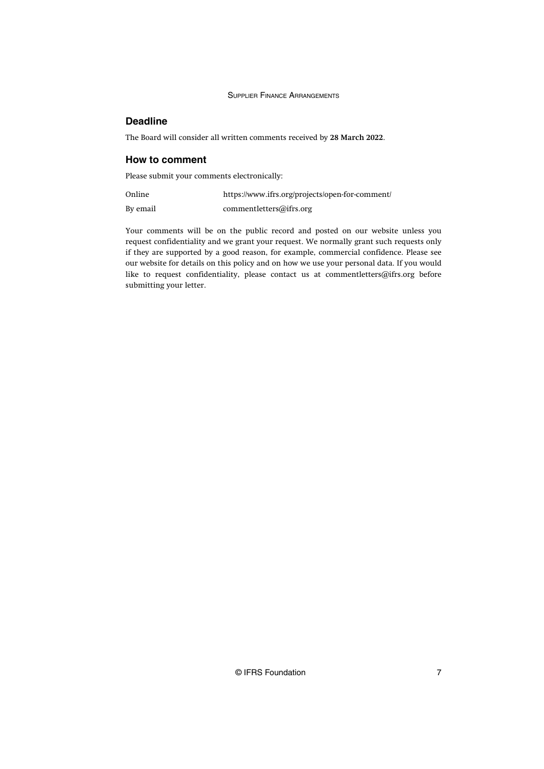## Deadline

The Board will consider all written comments received by **28 March 2022**.

## How to comment

Please submit your comments electronically:

| | |
|---|---|
| Online | https://www.ifrs.org/projects/open-for-comment/ |
| By email | commentletters@ifrs.org |

Your comments will be on the public record and posted on our website unless you request confidentiality and we grant your request. We normally grant such requests only if they are supported by a good reason, for example, commercial confidence. Please see our website for details on this policy and on how we use your personal data. If you would like to request confidentiality, please contact us at commentletters@ifrs.org before submitting your letter.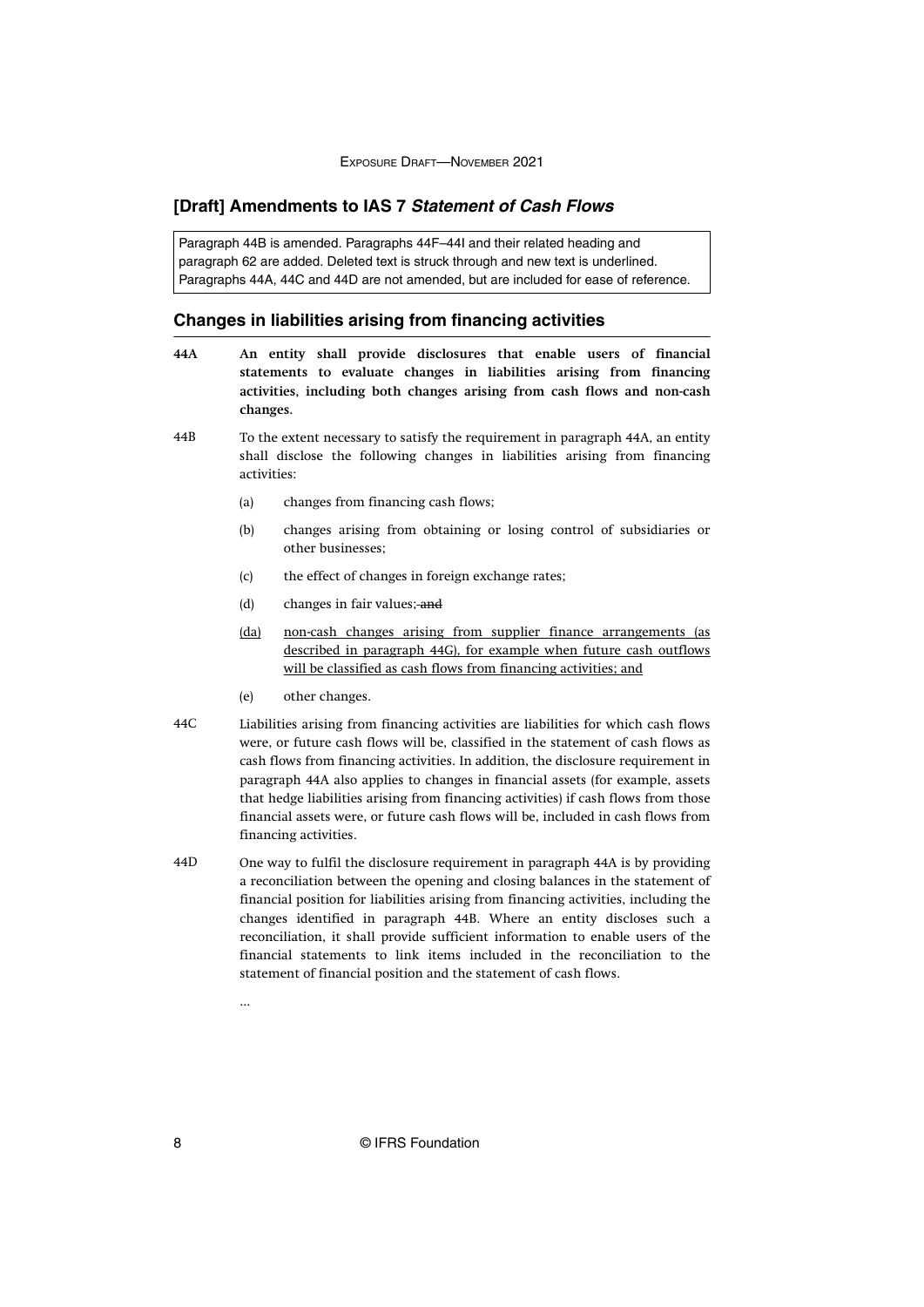## [Draft] Amendments to IAS 7 *Statement of Cash Flows*

Paragraph 44B is amended. Paragraphs 44F–44I and their related heading and paragraph 62 are added. Deleted text is struck through and new text is underlined. Paragraphs 44A, 44C and 44D are not amended, but are included for ease of reference.

### Changes in liabilities arising from financing activities

**44A An entity shall provide disclosures that enable users of financial statements to evaluate changes in liabilities arising from financing activities, including both changes arising from cash flows and non-cash changes.**

44B To the extent necessary to satisfy the requirement in paragraph 44A, an entity shall disclose the following changes in liabilities arising from financing activities:

(a) changes from financing cash flows;

(b) changes arising from obtaining or losing control of subsidiaries or other businesses;

(c) the effect of changes in foreign exchange rates;

(d) changes in fair values; ~~and~~

<u>(da)</u> <u>non-cash changes arising from supplier finance arrangements (as described in paragraph 44G), for example when future cash outflows will be classified as cash flows from financing activities; and</u>

(e) other changes.

44C Liabilities arising from financing activities are liabilities for which cash flows were, or future cash flows will be, classified in the statement of cash flows as cash flows from financing activities. In addition, the disclosure requirement in paragraph 44A also applies to changes in financial assets (for example, assets that hedge liabilities arising from financing activities) if cash flows from those financial assets were, or future cash flows will be, included in cash flows from financing activities.

44D One way to fulfil the disclosure requirement in paragraph 44A is by providing a reconciliation between the opening and closing balances in the statement of financial position for liabilities arising from financing activities, including the changes identified in paragraph 44B. Where an entity discloses such a reconciliation, it shall provide sufficient information to enable users of the financial statements to link items included in the reconciliation to the statement of financial position and the statement of cash flows.

...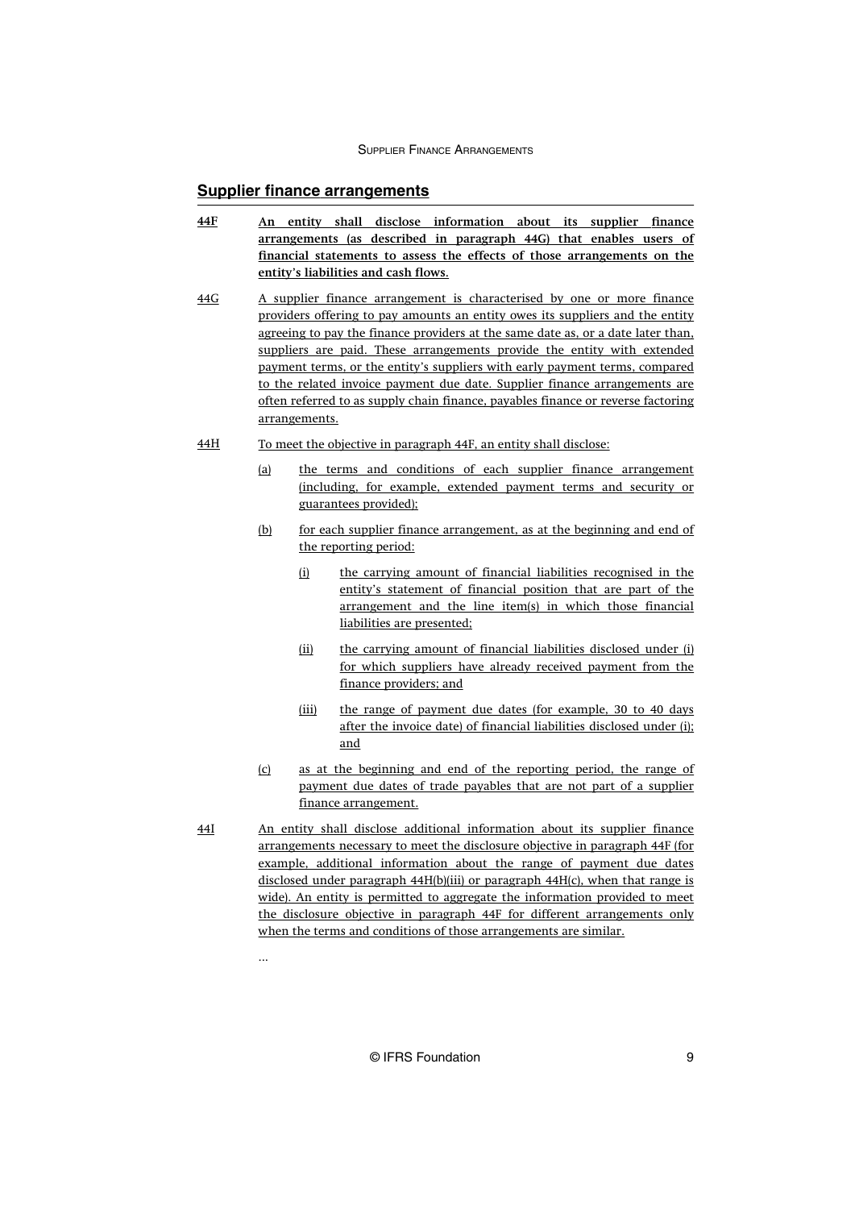## Supplier finance arrangements

**44F** **An entity shall disclose information about its supplier finance arrangements (as described in paragraph 44G) that enables users of financial statements to assess the effects of those arrangements on the entity's liabilities and cash flows.**

44G A supplier finance arrangement is characterised by one or more finance providers offering to pay amounts an entity owes its suppliers and the entity agreeing to pay the finance providers at the same date as, or a date later than, suppliers are paid. These arrangements provide the entity with extended payment terms, or the entity's suppliers with early payment terms, compared to the related invoice payment due date. Supplier finance arrangements are often referred to as supply chain finance, payables finance or reverse factoring arrangements.

44H To meet the objective in paragraph 44F, an entity shall disclose:

(a) the terms and conditions of each supplier finance arrangement (including, for example, extended payment terms and security or guarantees provided);

(b) for each supplier finance arrangement, as at the beginning and end of the reporting period:

(i) the carrying amount of financial liabilities recognised in the entity's statement of financial position that are part of the arrangement and the line item(s) in which those financial liabilities are presented;

(ii) the carrying amount of financial liabilities disclosed under (i) for which suppliers have already received payment from the finance providers; and

(iii) the range of payment due dates (for example, 30 to 40 days after the invoice date) of financial liabilities disclosed under (i); and

(c) as at the beginning and end of the reporting period, the range of payment due dates of trade payables that are not part of a supplier finance arrangement.

44I An entity shall disclose additional information about its supplier finance arrangements necessary to meet the disclosure objective in paragraph 44F (for example, additional information about the range of payment due dates disclosed under paragraph 44H(b)(iii) or paragraph 44H(c), when that range is wide). An entity is permitted to aggregate the information provided to meet the disclosure objective in paragraph 44F for different arrangements only when the terms and conditions of those arrangements are similar.

...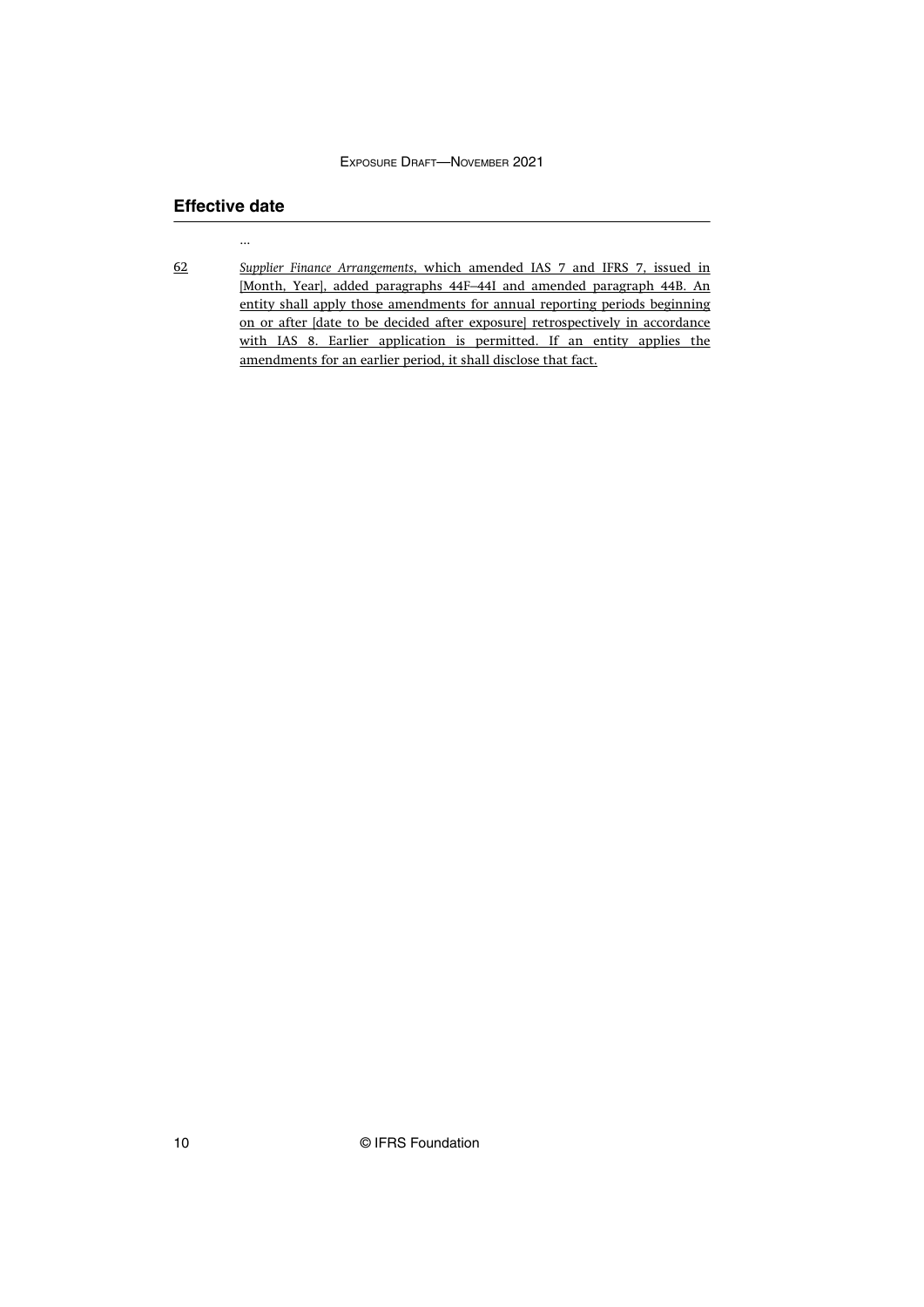## Effective date

...

62 *Supplier Finance Arrangements*, which amended IAS 7 and IFRS 7, issued in [Month, Year], added paragraphs 44F–44I and amended paragraph 44B. An entity shall apply those amendments for annual reporting periods beginning on or after [date to be decided after exposure] retrospectively in accordance with IAS 8. Earlier application is permitted. If an entity applies the amendments for an earlier period, it shall disclose that fact.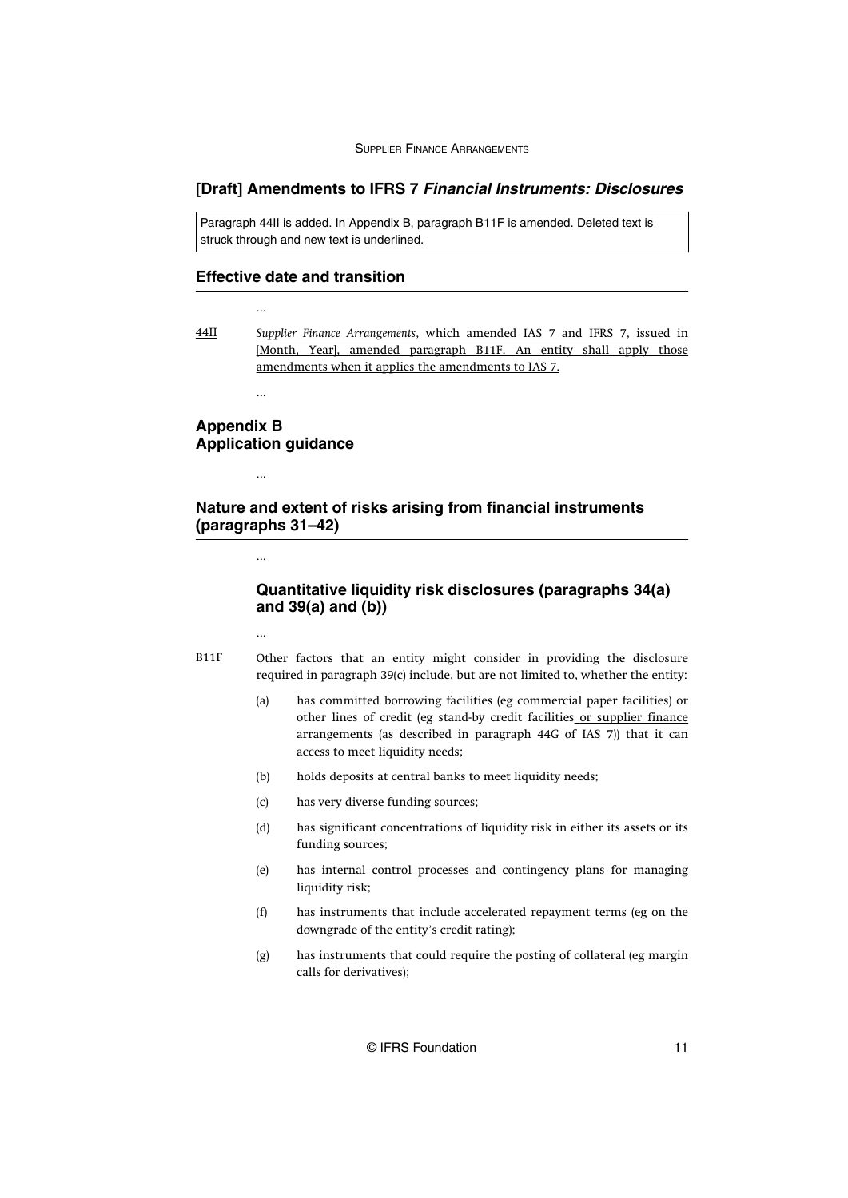## [Draft] Amendments to IFRS 7 *Financial Instruments: Disclosures*

Paragraph 44II is added. In Appendix B, paragraph B11F is amended. Deleted text is struck through and new text is underlined.

## Effective date and transition

...

<u>44II</u> <u>*Supplier Finance Arrangements*, which amended IAS 7 and IFRS 7, issued in [Month, Year], amended paragraph B11F. An entity shall apply those amendments when it applies the amendments to IAS 7.</u>

...

## Appendix B
## Application guidance

...

## Nature and extent of risks arising from financial instruments (paragraphs 31–42)

...

### Quantitative liquidity risk disclosures (paragraphs 34(a) and 39(a) and (b))

...

B11F Other factors that an entity might consider in providing the disclosure required in paragraph 39(c) include, but are not limited to, whether the entity:

(a) has committed borrowing facilities (eg commercial paper facilities) or other lines of credit (eg stand-by credit facilities<u> or supplier finance arrangements (as described in paragraph 44G of IAS 7)</u>) that it can access to meet liquidity needs;

(b) holds deposits at central banks to meet liquidity needs;

(c) has very diverse funding sources;

(d) has significant concentrations of liquidity risk in either its assets or its funding sources;

(e) has internal control processes and contingency plans for managing liquidity risk;

(f) has instruments that include accelerated repayment terms (eg on the downgrade of the entity's credit rating);

(g) has instruments that could require the posting of collateral (eg margin calls for derivatives);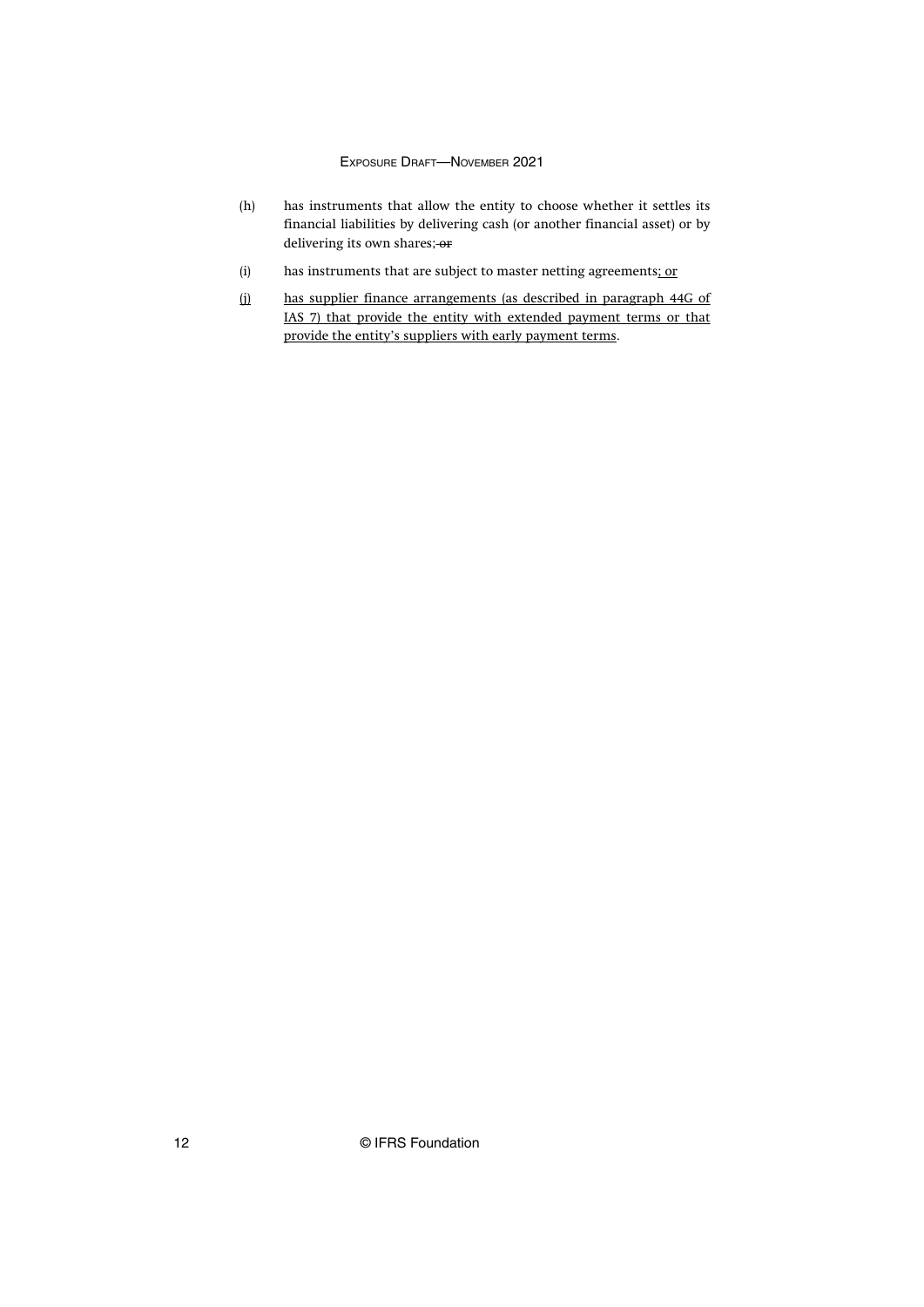(h) has instruments that allow the entity to choose whether it settles its financial liabilities by delivering cash (or another financial asset) or by delivering its own shares; ~~or~~

(i) has instruments that are subject to master netting agreements<u>; or</u>

<u>(j)</u> <u>has supplier finance arrangements (as described in paragraph 44G of IAS 7) that provide the entity with extended payment terms or that provide the entity's suppliers with early payment terms</u>.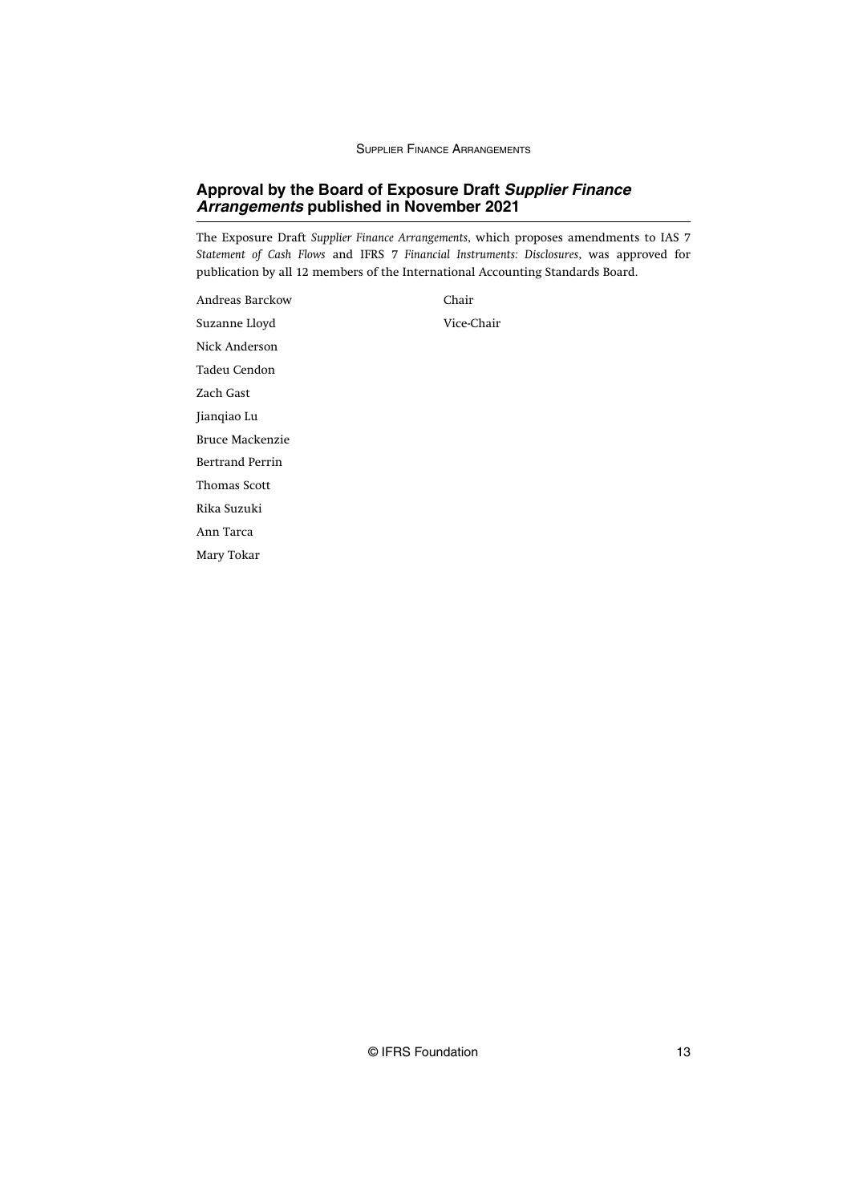## Approval by the Board of Exposure Draft *Supplier Finance Arrangements* published in November 2021

The Exposure Draft *Supplier Finance Arrangements*, which proposes amendments to IAS 7 *Statement of Cash Flows* and IFRS 7 *Financial Instruments: Disclosures*, was approved for publication by all 12 members of the International Accounting Standards Board.

| | |
|---|---|
| Andreas Barckow | Chair |
| Suzanne Lloyd | Vice-Chair |
| Nick Anderson | |
| Tadeu Cendon | |
| Zach Gast | |
| Jianqiao Lu | |
| Bruce Mackenzie | |
| Bertrand Perrin | |
| Thomas Scott | |
| Rika Suzuki | |
| Ann Tarca | |
| Mary Tokar | |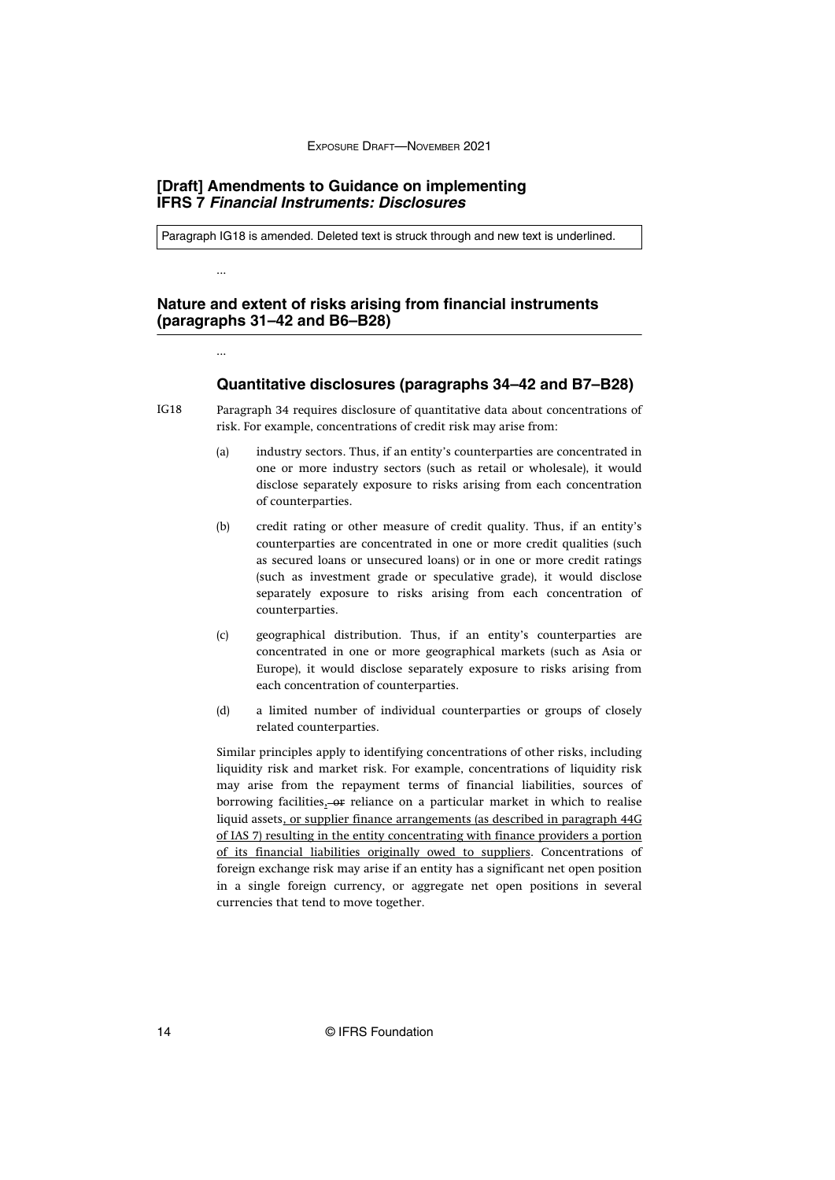## [Draft] Amendments to Guidance on implementing IFRS 7 *Financial Instruments: Disclosures*

Paragraph IG18 is amended. Deleted text is struck through and new text is underlined.

...

## Nature and extent of risks arising from financial instruments (paragraphs 31–42 and B6–B28)

...

### Quantitative disclosures (paragraphs 34–42 and B7–B28)

IG18 Paragraph 34 requires disclosure of quantitative data about concentrations of risk. For example, concentrations of credit risk may arise from:

(a) industry sectors. Thus, if an entity's counterparties are concentrated in one or more industry sectors (such as retail or wholesale), it would disclose separately exposure to risks arising from each concentration of counterparties.

(b) credit rating or other measure of credit quality. Thus, if an entity's counterparties are concentrated in one or more credit qualities (such as secured loans or unsecured loans) or in one or more credit ratings (such as investment grade or speculative grade), it would disclose separately exposure to risks arising from each concentration of counterparties.

(c) geographical distribution. Thus, if an entity's counterparties are concentrated in one or more geographical markets (such as Asia or Europe), it would disclose separately exposure to risks arising from each concentration of counterparties.

(d) a limited number of individual counterparties or groups of closely related counterparties.

Similar principles apply to identifying concentrations of other risks, including liquidity risk and market risk. For example, concentrations of liquidity risk may arise from the repayment terms of financial liabilities, sources of borrowing facilities, ~~or~~ reliance on a particular market in which to realise liquid assets, <u>or supplier finance arrangements (as described in paragraph 44G of IAS 7) resulting in the entity concentrating with finance providers a portion of its financial liabilities originally owed to suppliers</u>. Concentrations of foreign exchange risk may arise if an entity has a significant net open position in a single foreign currency, or aggregate net open positions in several currencies that tend to move together.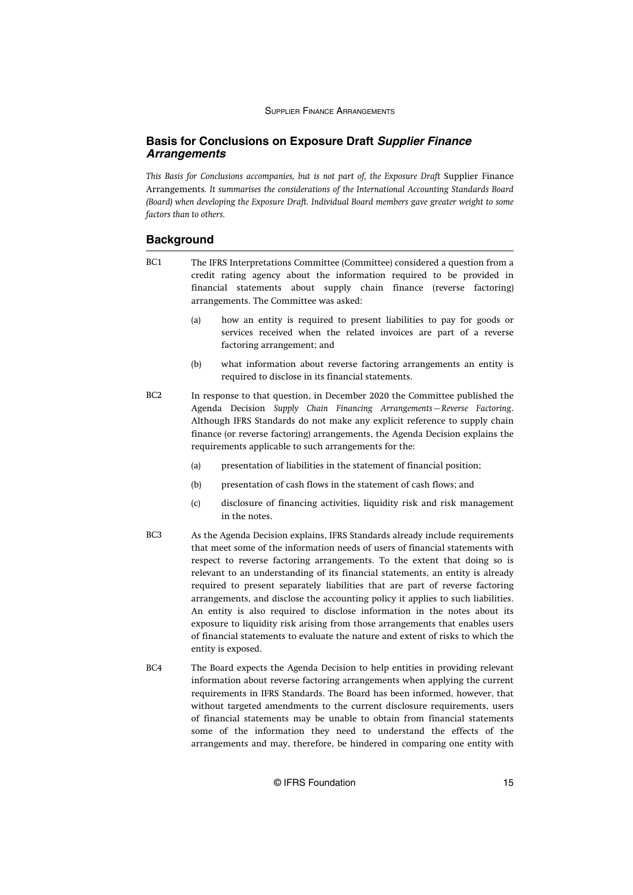## Basis for Conclusions on Exposure Draft *Supplier Finance Arrangements*

*This Basis for Conclusions accompanies, but is not part of, the Exposure Draft* Supplier Finance Arrangements*. It summarises the considerations of the International Accounting Standards Board (Board) when developing the Exposure Draft. Individual Board members gave greater weight to some factors than to others.*

## Background

BC1 The IFRS Interpretations Committee (Committee) considered a question from a credit rating agency about the information required to be provided in financial statements about supply chain finance (reverse factoring) arrangements. The Committee was asked:

(a) how an entity is required to present liabilities to pay for goods or services received when the related invoices are part of a reverse factoring arrangement; and

(b) what information about reverse factoring arrangements an entity is required to disclose in its financial statements.

BC2 In response to that question, in December 2020 the Committee published the Agenda Decision *Supply Chain Financing Arrangements—Reverse Factoring*. Although IFRS Standards do not make any explicit reference to supply chain finance (or reverse factoring) arrangements, the Agenda Decision explains the requirements applicable to such arrangements for the:

(a) presentation of liabilities in the statement of financial position;

(b) presentation of cash flows in the statement of cash flows; and

(c) disclosure of financing activities, liquidity risk and risk management in the notes.

BC3 As the Agenda Decision explains, IFRS Standards already include requirements that meet some of the information needs of users of financial statements with respect to reverse factoring arrangements. To the extent that doing so is relevant to an understanding of its financial statements, an entity is already required to present separately liabilities that are part of reverse factoring arrangements, and disclose the accounting policy it applies to such liabilities. An entity is also required to disclose information in the notes about its exposure to liquidity risk arising from those arrangements that enables users of financial statements to evaluate the nature and extent of risks to which the entity is exposed.

BC4 The Board expects the Agenda Decision to help entities in providing relevant information about reverse factoring arrangements when applying the current requirements in IFRS Standards. The Board has been informed, however, that without targeted amendments to the current disclosure requirements, users of financial statements may be unable to obtain from financial statements some of the information they need to understand the effects of the arrangements and may, therefore, be hindered in comparing one entity with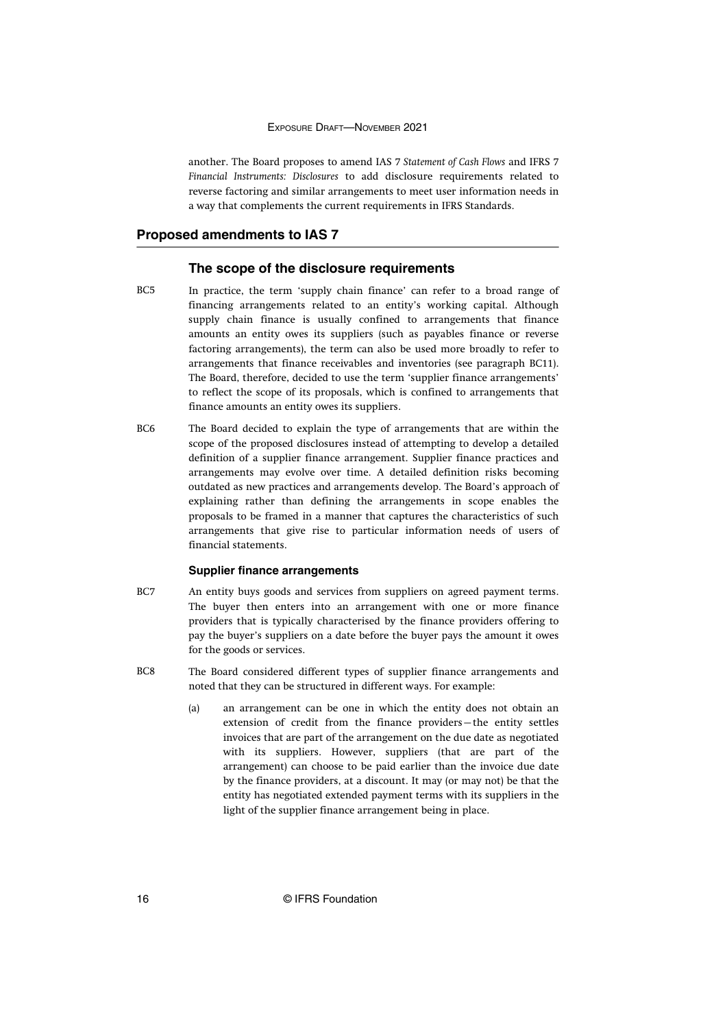another. The Board proposes to amend IAS 7 *Statement of Cash Flows* and IFRS 7 *Financial Instruments: Disclosures* to add disclosure requirements related to reverse factoring and similar arrangements to meet user information needs in a way that complements the current requirements in IFRS Standards.

## Proposed amendments to IAS 7

### The scope of the disclosure requirements

BC5 In practice, the term 'supply chain finance' can refer to a broad range of financing arrangements related to an entity's working capital. Although supply chain finance is usually confined to arrangements that finance amounts an entity owes its suppliers (such as payables finance or reverse factoring arrangements), the term can also be used more broadly to refer to arrangements that finance receivables and inventories (see paragraph BC11). The Board, therefore, decided to use the term 'supplier finance arrangements' to reflect the scope of its proposals, which is confined to arrangements that finance amounts an entity owes its suppliers.

BC6 The Board decided to explain the type of arrangements that are within the scope of the proposed disclosures instead of attempting to develop a detailed definition of a supplier finance arrangement. Supplier finance practices and arrangements may evolve over time. A detailed definition risks becoming outdated as new practices and arrangements develop. The Board's approach of explaining rather than defining the arrangements in scope enables the proposals to be framed in a manner that captures the characteristics of such arrangements that give rise to particular information needs of users of financial statements.

#### Supplier finance arrangements

BC7 An entity buys goods and services from suppliers on agreed payment terms. The buyer then enters into an arrangement with one or more finance providers that is typically characterised by the finance providers offering to pay the buyer's suppliers on a date before the buyer pays the amount it owes for the goods or services.

BC8 The Board considered different types of supplier finance arrangements and noted that they can be structured in different ways. For example:

(a) an arrangement can be one in which the entity does not obtain an extension of credit from the finance providers—the entity settles invoices that are part of the arrangement on the due date as negotiated with its suppliers. However, suppliers (that are part of the arrangement) can choose to be paid earlier than the invoice due date by the finance providers, at a discount. It may (or may not) be that the entity has negotiated extended payment terms with its suppliers in the light of the supplier finance arrangement being in place.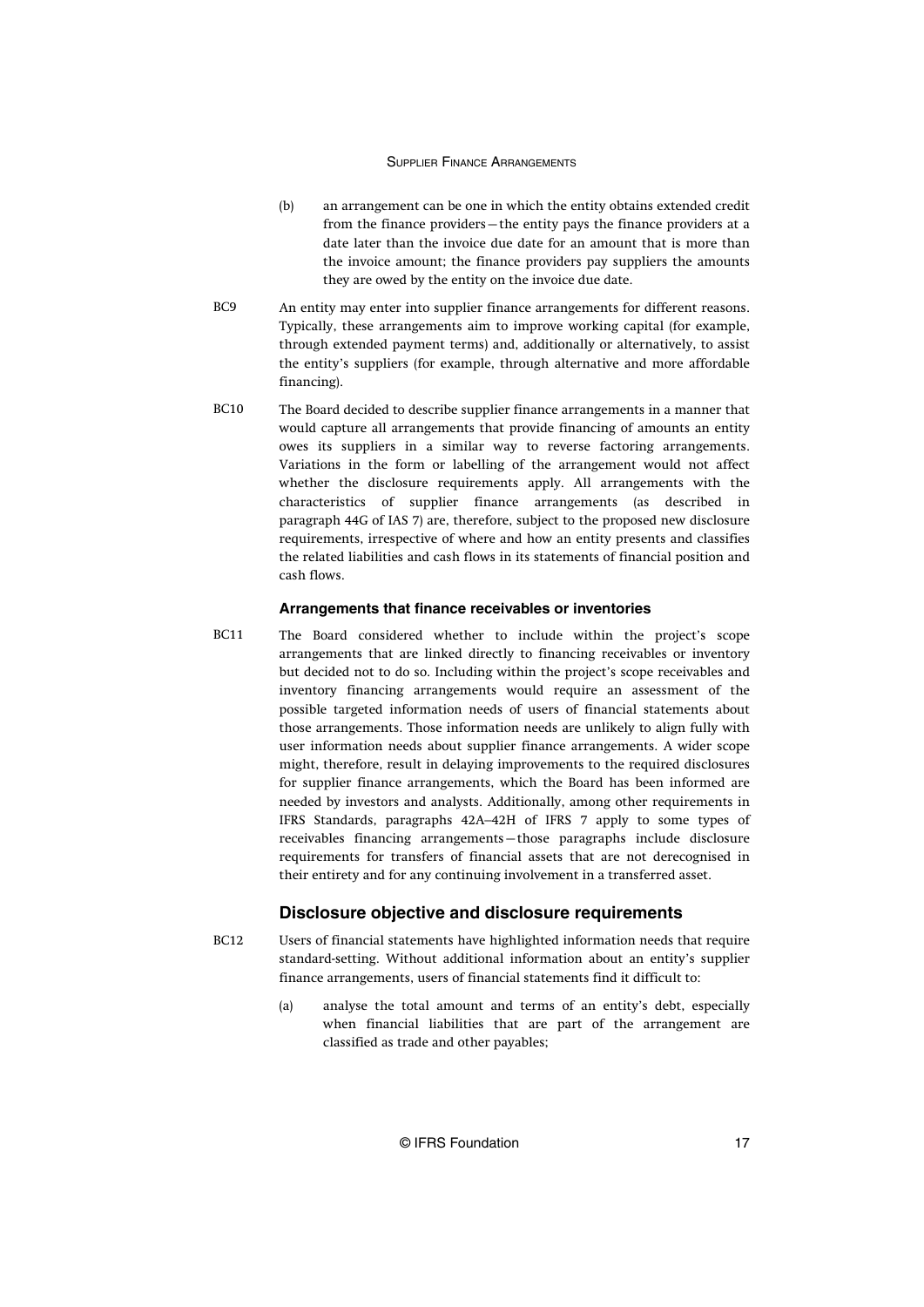(b) an arrangement can be one in which the entity obtains extended credit from the finance providers—the entity pays the finance providers at a date later than the invoice due date for an amount that is more than the invoice amount; the finance providers pay suppliers the amounts they are owed by the entity on the invoice due date.

BC9 An entity may enter into supplier finance arrangements for different reasons. Typically, these arrangements aim to improve working capital (for example, through extended payment terms) and, additionally or alternatively, to assist the entity's suppliers (for example, through alternative and more affordable financing).

BC10 The Board decided to describe supplier finance arrangements in a manner that would capture all arrangements that provide financing of amounts an entity owes its suppliers in a similar way to reverse factoring arrangements. Variations in the form or labelling of the arrangement would not affect whether the disclosure requirements apply. All arrangements with the characteristics of supplier finance arrangements (as described in paragraph 44G of IAS 7) are, therefore, subject to the proposed new disclosure requirements, irrespective of where and how an entity presents and classifies the related liabilities and cash flows in its statements of financial position and cash flows.

#### Arrangements that finance receivables or inventories

BC11 The Board considered whether to include within the project's scope arrangements that are linked directly to financing receivables or inventory but decided not to do so. Including within the project's scope receivables and inventory financing arrangements would require an assessment of the possible targeted information needs of users of financial statements about those arrangements. Those information needs are unlikely to align fully with user information needs about supplier finance arrangements. A wider scope might, therefore, result in delaying improvements to the required disclosures for supplier finance arrangements, which the Board has been informed are needed by investors and analysts. Additionally, among other requirements in IFRS Standards, paragraphs 42A–42H of IFRS 7 apply to some types of receivables financing arrangements—those paragraphs include disclosure requirements for transfers of financial assets that are not derecognised in their entirety and for any continuing involvement in a transferred asset.

### Disclosure objective and disclosure requirements

BC12 Users of financial statements have highlighted information needs that require standard-setting. Without additional information about an entity's supplier finance arrangements, users of financial statements find it difficult to:

(a) analyse the total amount and terms of an entity's debt, especially when financial liabilities that are part of the arrangement are classified as trade and other payables;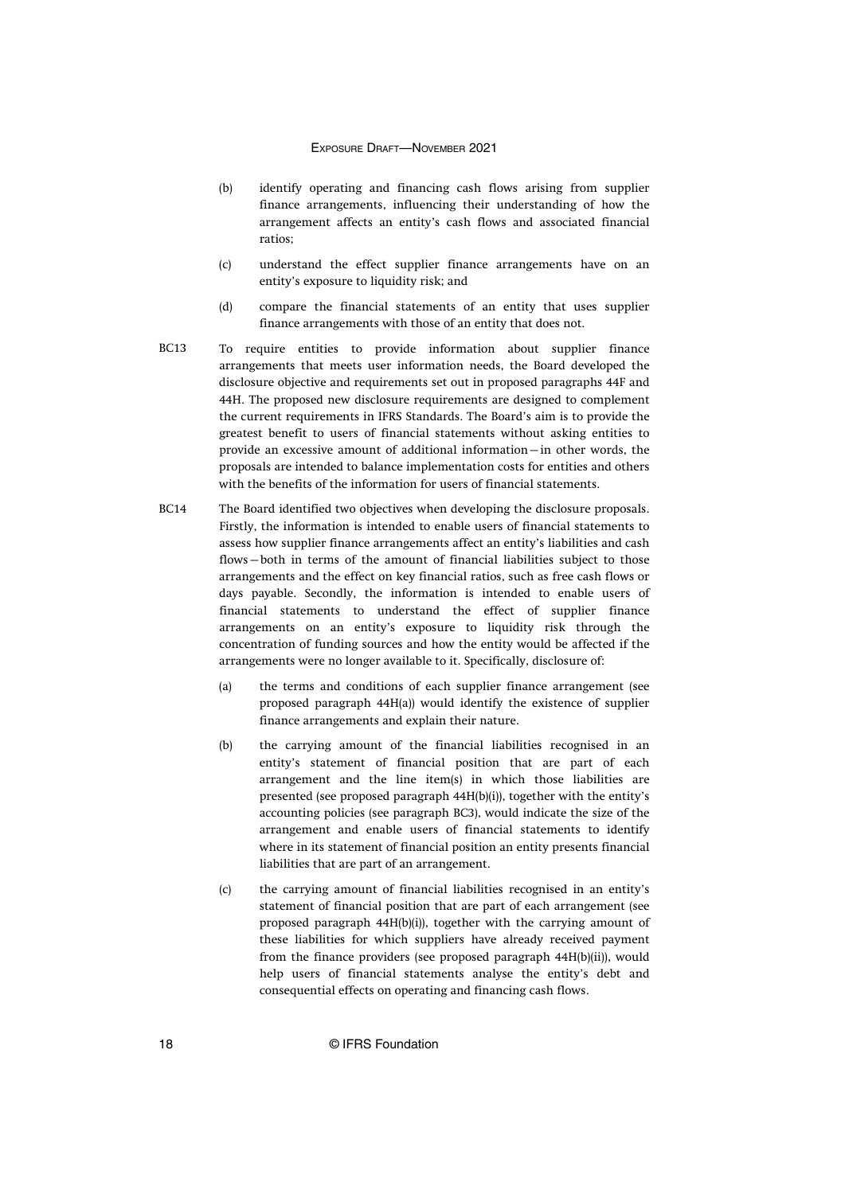(b) identify operating and financing cash flows arising from supplier finance arrangements, influencing their understanding of how the arrangement affects an entity's cash flows and associated financial ratios;

(c) understand the effect supplier finance arrangements have on an entity's exposure to liquidity risk; and

(d) compare the financial statements of an entity that uses supplier finance arrangements with those of an entity that does not.

BC13 To require entities to provide information about supplier finance arrangements that meets user information needs, the Board developed the disclosure objective and requirements set out in proposed paragraphs 44F and 44H. The proposed new disclosure requirements are designed to complement the current requirements in IFRS Standards. The Board's aim is to provide the greatest benefit to users of financial statements without asking entities to provide an excessive amount of additional information—in other words, the proposals are intended to balance implementation costs for entities and others with the benefits of the information for users of financial statements.

BC14 The Board identified two objectives when developing the disclosure proposals. Firstly, the information is intended to enable users of financial statements to assess how supplier finance arrangements affect an entity's liabilities and cash flows—both in terms of the amount of financial liabilities subject to those arrangements and the effect on key financial ratios, such as free cash flows or days payable. Secondly, the information is intended to enable users of financial statements to understand the effect of supplier finance arrangements on an entity's exposure to liquidity risk through the concentration of funding sources and how the entity would be affected if the arrangements were no longer available to it. Specifically, disclosure of:

(a) the terms and conditions of each supplier finance arrangement (see proposed paragraph 44H(a)) would identify the existence of supplier finance arrangements and explain their nature.

(b) the carrying amount of the financial liabilities recognised in an entity's statement of financial position that are part of each arrangement and the line item(s) in which those liabilities are presented (see proposed paragraph 44H(b)(i)), together with the entity's accounting policies (see paragraph BC3), would indicate the size of the arrangement and enable users of financial statements to identify where in its statement of financial position an entity presents financial liabilities that are part of an arrangement.

(c) the carrying amount of financial liabilities recognised in an entity's statement of financial position that are part of each arrangement (see proposed paragraph 44H(b)(i)), together with the carrying amount of these liabilities for which suppliers have already received payment from the finance providers (see proposed paragraph 44H(b)(ii)), would help users of financial statements analyse the entity's debt and consequential effects on operating and financing cash flows.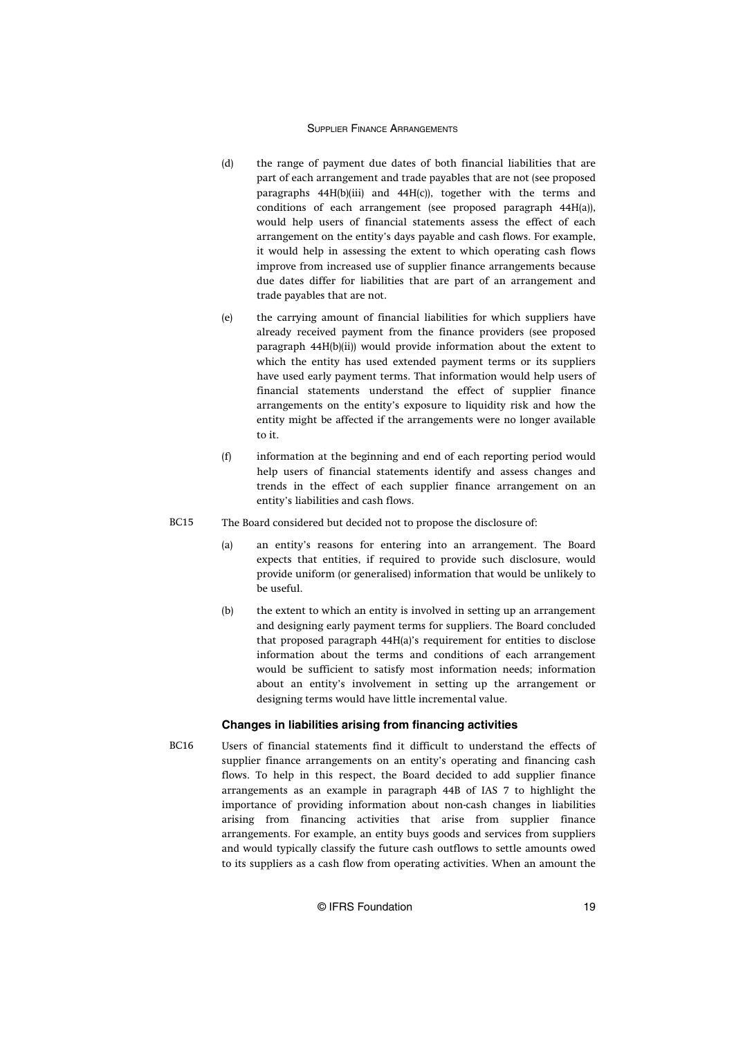(d) the range of payment due dates of both financial liabilities that are part of each arrangement and trade payables that are not (see proposed paragraphs 44H(b)(iii) and 44H(c)), together with the terms and conditions of each arrangement (see proposed paragraph 44H(a)), would help users of financial statements assess the effect of each arrangement on the entity's days payable and cash flows. For example, it would help in assessing the extent to which operating cash flows improve from increased use of supplier finance arrangements because due dates differ for liabilities that are part of an arrangement and trade payables that are not.

(e) the carrying amount of financial liabilities for which suppliers have already received payment from the finance providers (see proposed paragraph 44H(b)(ii)) would provide information about the extent to which the entity has used extended payment terms or its suppliers have used early payment terms. That information would help users of financial statements understand the effect of supplier finance arrangements on the entity's exposure to liquidity risk and how the entity might be affected if the arrangements were no longer available to it.

(f) information at the beginning and end of each reporting period would help users of financial statements identify and assess changes and trends in the effect of each supplier finance arrangement on an entity's liabilities and cash flows.

BC15 The Board considered but decided not to propose the disclosure of:

(a) an entity's reasons for entering into an arrangement. The Board expects that entities, if required to provide such disclosure, would provide uniform (or generalised) information that would be unlikely to be useful.

(b) the extent to which an entity is involved in setting up an arrangement and designing early payment terms for suppliers. The Board concluded that proposed paragraph 44H(a)'s requirement for entities to disclose information about the terms and conditions of each arrangement would be sufficient to satisfy most information needs; information about an entity's involvement in setting up the arrangement or designing terms would have little incremental value.

### Changes in liabilities arising from financing activities

BC16 Users of financial statements find it difficult to understand the effects of supplier finance arrangements on an entity's operating and financing cash flows. To help in this respect, the Board decided to add supplier finance arrangements as an example in paragraph 44B of IAS 7 to highlight the importance of providing information about non-cash changes in liabilities arising from financing activities that arise from supplier finance arrangements. For example, an entity buys goods and services from suppliers and would typically classify the future cash outflows to settle amounts owed to its suppliers as a cash flow from operating activities. When an amount the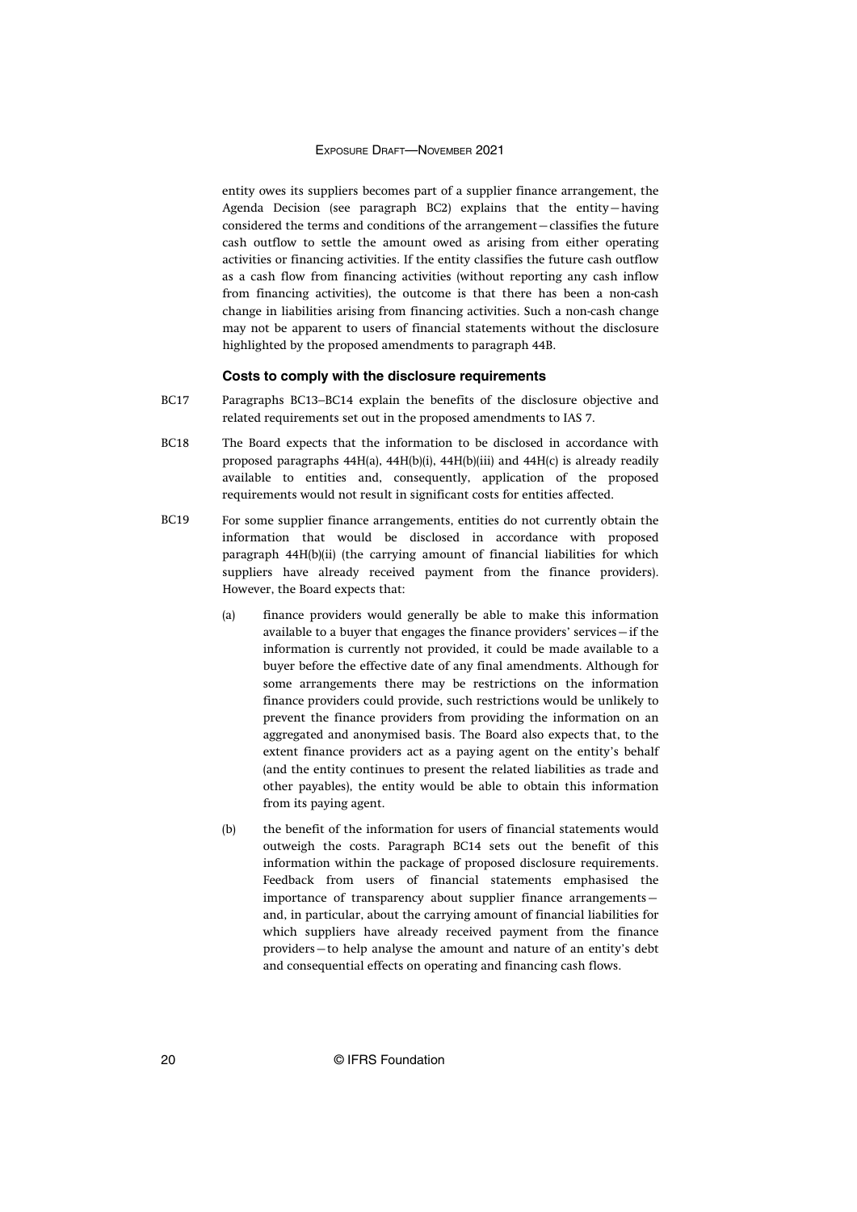entity owes its suppliers becomes part of a supplier finance arrangement, the Agenda Decision (see paragraph BC2) explains that the entity—having considered the terms and conditions of the arrangement—classifies the future cash outflow to settle the amount owed as arising from either operating activities or financing activities. If the entity classifies the future cash outflow as a cash flow from financing activities (without reporting any cash inflow from financing activities), the outcome is that there has been a non-cash change in liabilities arising from financing activities. Such a non-cash change may not be apparent to users of financial statements without the disclosure highlighted by the proposed amendments to paragraph 44B.

### Costs to comply with the disclosure requirements

BC17 Paragraphs BC13–BC14 explain the benefits of the disclosure objective and related requirements set out in the proposed amendments to IAS 7.

BC18 The Board expects that the information to be disclosed in accordance with proposed paragraphs 44H(a), 44H(b)(i), 44H(b)(iii) and 44H(c) is already readily available to entities and, consequently, application of the proposed requirements would not result in significant costs for entities affected.

BC19 For some supplier finance arrangements, entities do not currently obtain the information that would be disclosed in accordance with proposed paragraph 44H(b)(ii) (the carrying amount of financial liabilities for which suppliers have already received payment from the finance providers). However, the Board expects that:

(a) finance providers would generally be able to make this information available to a buyer that engages the finance providers' services—if the information is currently not provided, it could be made available to a buyer before the effective date of any final amendments. Although for some arrangements there may be restrictions on the information finance providers could provide, such restrictions would be unlikely to prevent the finance providers from providing the information on an aggregated and anonymised basis. The Board also expects that, to the extent finance providers act as a paying agent on the entity's behalf (and the entity continues to present the related liabilities as trade and other payables), the entity would be able to obtain this information from its paying agent.

(b) the benefit of the information for users of financial statements would outweigh the costs. Paragraph BC14 sets out the benefit of this information within the package of proposed disclosure requirements. Feedback from users of financial statements emphasised the importance of transparency about supplier finance arrangements—and, in particular, about the carrying amount of financial liabilities for which suppliers have already received payment from the finance providers—to help analyse the amount and nature of an entity's debt and consequential effects on operating and financing cash flows.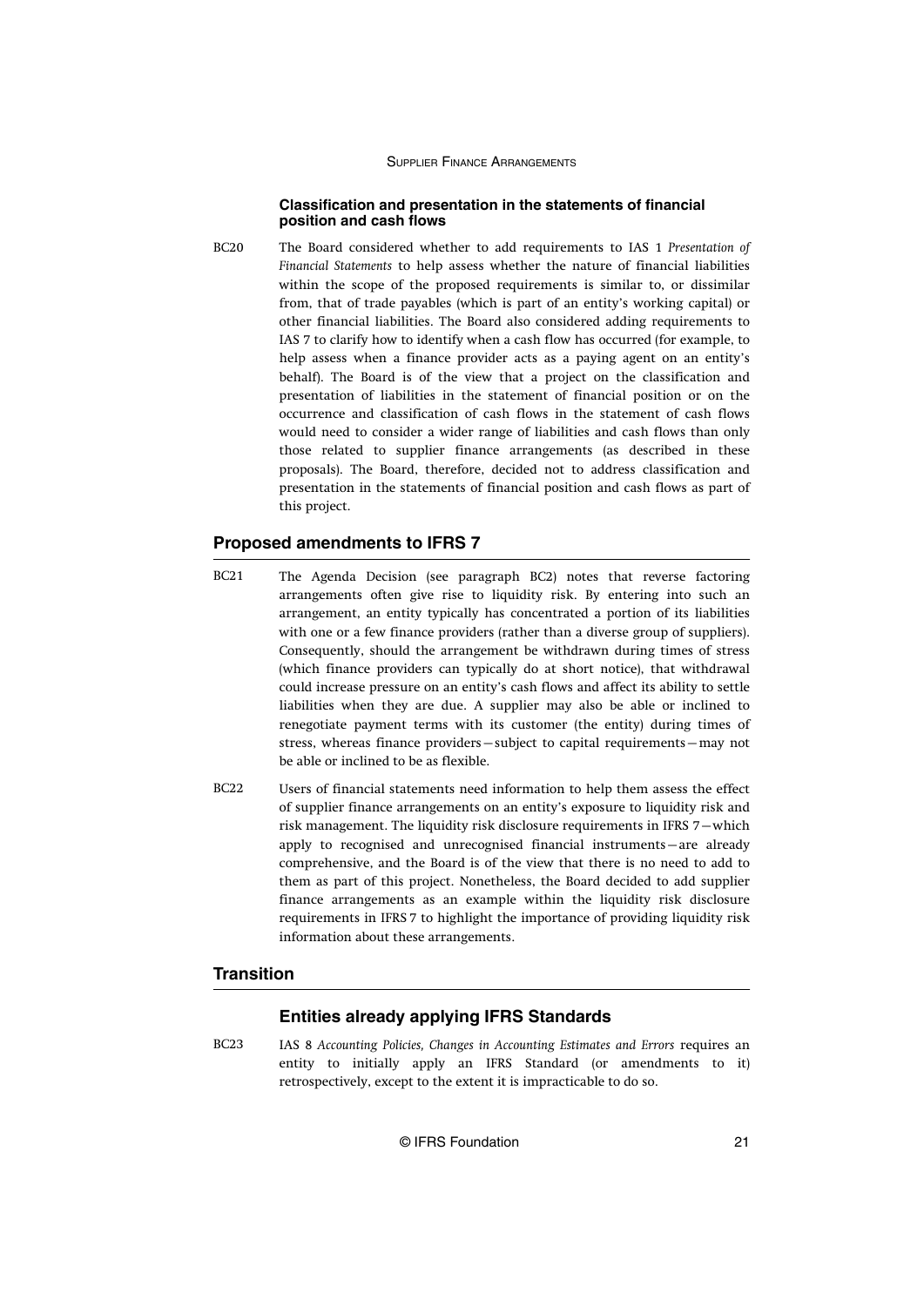### Classification and presentation in the statements of financial position and cash flows

BC20 The Board considered whether to add requirements to IAS 1 *Presentation of Financial Statements* to help assess whether the nature of financial liabilities within the scope of the proposed requirements is similar to, or dissimilar from, that of trade payables (which is part of an entity's working capital) or other financial liabilities. The Board also considered adding requirements to IAS 7 to clarify how to identify when a cash flow has occurred (for example, to help assess when a finance provider acts as a paying agent on an entity's behalf). The Board is of the view that a project on the classification and presentation of liabilities in the statement of financial position or on the occurrence and classification of cash flows in the statement of cash flows would need to consider a wider range of liabilities and cash flows than only those related to supplier finance arrangements (as described in these proposals). The Board, therefore, decided not to address classification and presentation in the statements of financial position and cash flows as part of this project.

## Proposed amendments to IFRS 7

BC21 The Agenda Decision (see paragraph BC2) notes that reverse factoring arrangements often give rise to liquidity risk. By entering into such an arrangement, an entity typically has concentrated a portion of its liabilities with one or a few finance providers (rather than a diverse group of suppliers). Consequently, should the arrangement be withdrawn during times of stress (which finance providers can typically do at short notice), that withdrawal could increase pressure on an entity's cash flows and affect its ability to settle liabilities when they are due. A supplier may also be able or inclined to renegotiate payment terms with its customer (the entity) during times of stress, whereas finance providers—subject to capital requirements—may not be able or inclined to be as flexible.

BC22 Users of financial statements need information to help them assess the effect of supplier finance arrangements on an entity's exposure to liquidity risk and risk management. The liquidity risk disclosure requirements in IFRS 7—which apply to recognised and unrecognised financial instruments—are already comprehensive, and the Board is of the view that there is no need to add to them as part of this project. Nonetheless, the Board decided to add supplier finance arrangements as an example within the liquidity risk disclosure requirements in IFRS 7 to highlight the importance of providing liquidity risk information about these arrangements.

## Transition

### Entities already applying IFRS Standards

BC23 IAS 8 *Accounting Policies, Changes in Accounting Estimates and Errors* requires an entity to initially apply an IFRS Standard (or amendments to it) retrospectively, except to the extent it is impracticable to do so.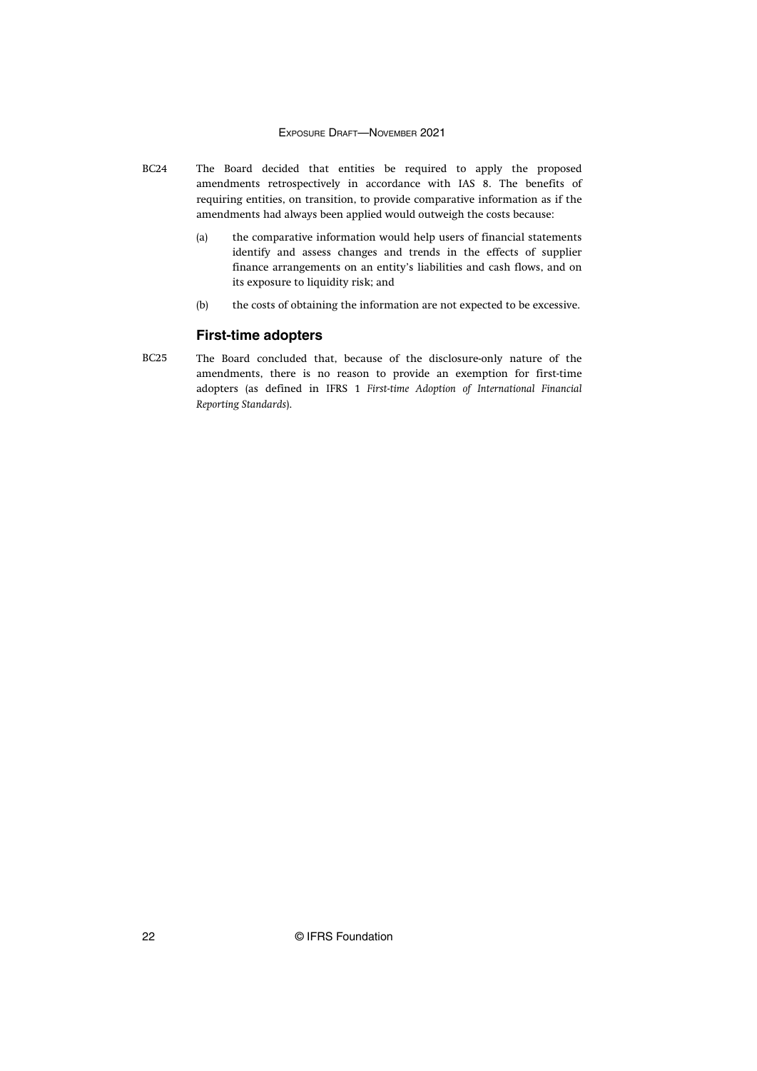BC24 The Board decided that entities be required to apply the proposed amendments retrospectively in accordance with IAS 8. The benefits of requiring entities, on transition, to provide comparative information as if the amendments had always been applied would outweigh the costs because:

(a) the comparative information would help users of financial statements identify and assess changes and trends in the effects of supplier finance arrangements on an entity's liabilities and cash flows, and on its exposure to liquidity risk; and

(b) the costs of obtaining the information are not expected to be excessive.

## First-time adopters

BC25 The Board concluded that, because of the disclosure-only nature of the amendments, there is no reason to provide an exemption for first-time adopters (as defined in IFRS 1 *First-time Adoption of International Financial Reporting Standards*).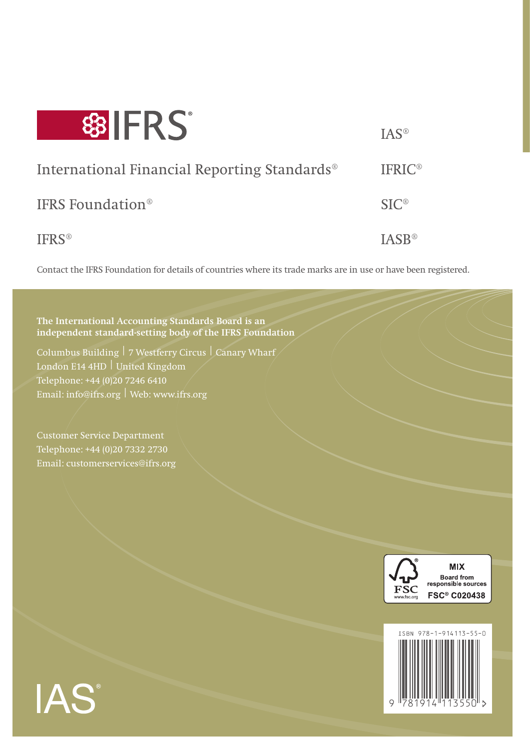IFRS®

International Financial Reporting Standards®

IFRS Foundation®

IFRS®

IAS®

IFRIC®

SIC®

IASB®

Contact the IFRS Foundation for details of countries where its trade marks are in use or have been registered.

**The International Accounting Standards Board is an independent standard-setting body of the IFRS Foundation**

Columbus Building | 7 Westferry Circus | Canary Wharf
London E14 4HD | United Kingdom
Telephone: +44 (0)20 7246 6410
Email: info@ifrs.org | Web: www.ifrs.org

Customer Service Department
Telephone: +44 (0)20 7332 2730
Email: customerservices@ifrs.org

MIX
Board from responsible sources
FSC® C020438

ISBN 978-1-914113-55-0

IAS®